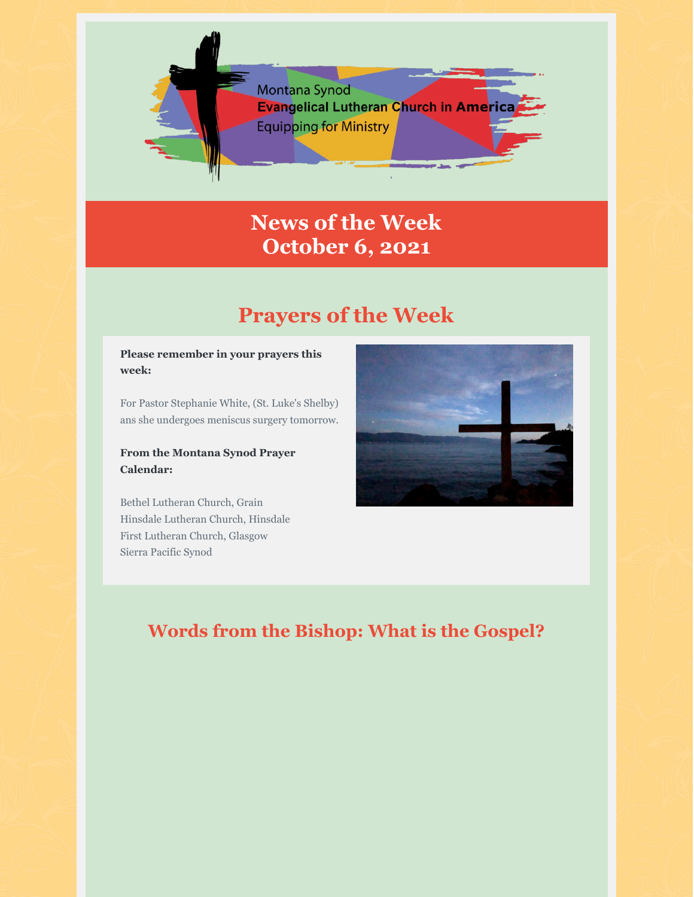Montana Synod
**Evangelical Lutheran Church in America**
Equipping for Ministry

# News of the Week
# October 6, 2021

## Prayers of the Week

**Please remember in your prayers this week:**

For Pastor Stephanie White, (St. Luke's Shelby) ans she undergoes meniscus surgery tomorrow.

**From the Montana Synod Prayer Calendar:**

Bethel Lutheran Church, Grain
Hinsdale Lutheran Church, Hinsdale
First Lutheran Church, Glasgow
Sierra Pacific Synod

## Words from the Bishop: What is the Gospel?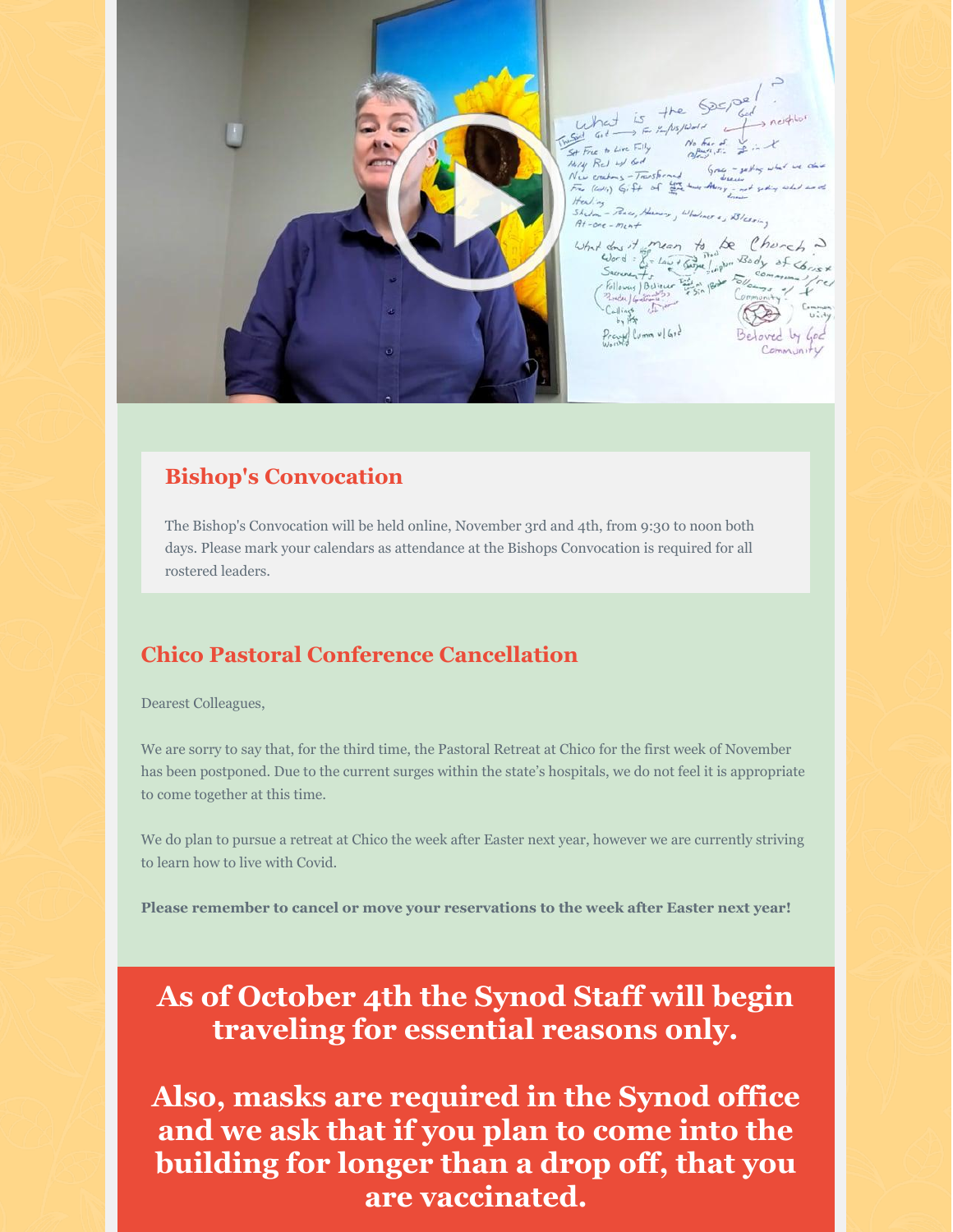## Bishop's Convocation

The Bishop's Convocation will be held online, November 3rd and 4th, from 9:30 to noon both days. Please mark your calendars as attendance at the Bishops Convocation is required for all rostered leaders.

## Chico Pastoral Conference Cancellation

Dearest Colleagues,

We are sorry to say that, for the third time, the Pastoral Retreat at Chico for the first week of November has been postponed. Due to the current surges within the state's hospitals, we do not feel it is appropriate to come together at this time.

We do plan to pursue a retreat at Chico the week after Easter next year, however we are currently striving to learn how to live with Covid.

**Please remember to cancel or move your reservations to the week after Easter next year!**

# As of October 4th the Synod Staff will begin traveling for essential reasons only.

# Also, masks are required in the Synod office and we ask that if you plan to come into the building for longer than a drop off, that you are vaccinated.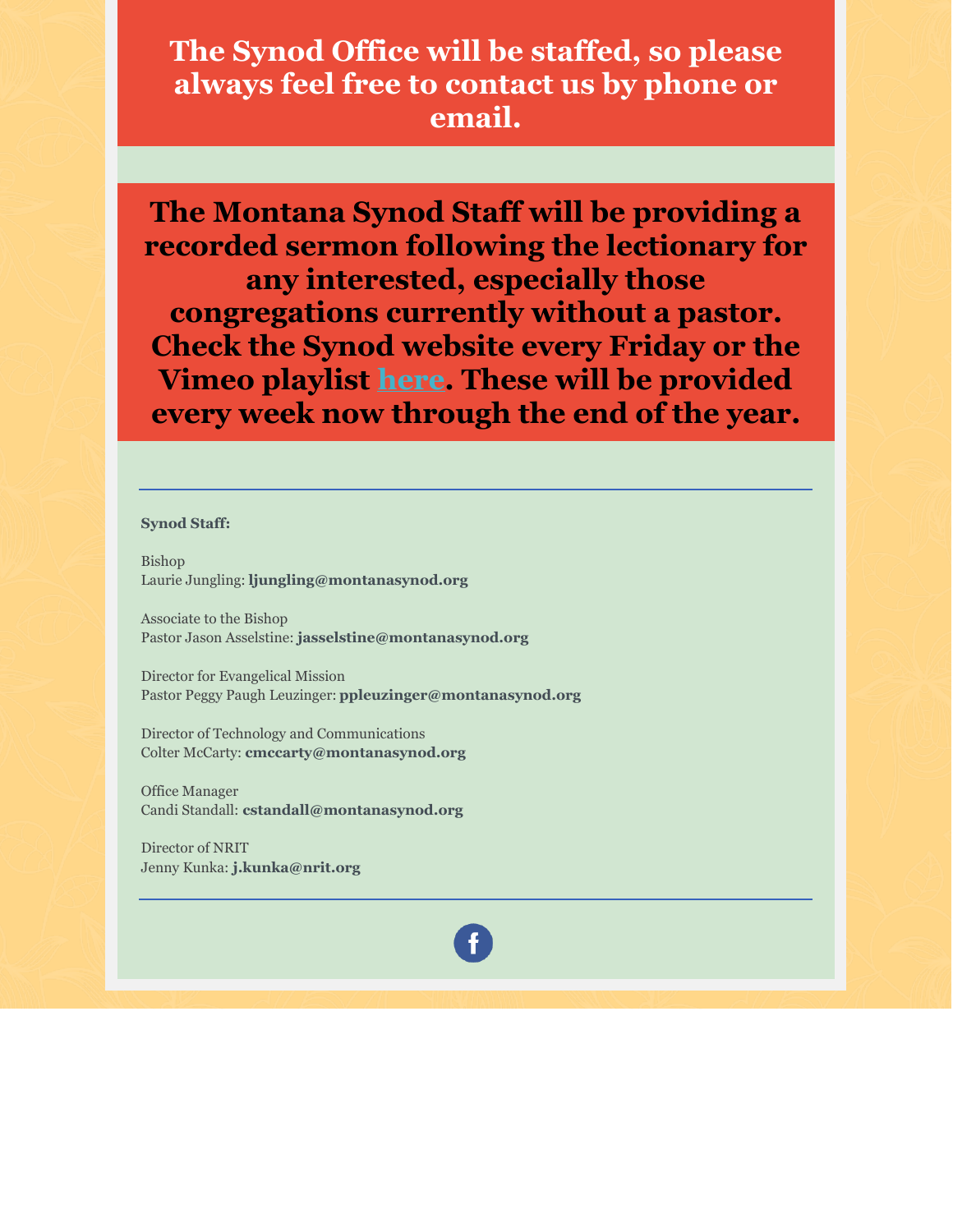## The Synod Office will be staffed, so please always feel free to contact us by phone or email.

## The Montana Synod Staff will be providing a recorded sermon following the lectionary for any interested, especially those congregations currently without a pastor. Check the Synod website every Friday or the Vimeo playlist here. These will be provided every week now through the end of the year.

---

**Synod Staff:**

Bishop
Laurie Jungling: **ljungling@montanasynod.org**

Associate to the Bishop
Pastor Jason Asselstine: **jasselstine@montanasynod.org**

Director for Evangelical Mission
Pastor Peggy Paugh Leuzinger: **ppleuzinger@montanasynod.org**

Director of Technology and Communications
Colter McCarty: **cmccarty@montanasynod.org**

Office Manager
Candi Standall: **cstandall@montanasynod.org**

Director of NRIT
Jenny Kunka: **j.kunka@nrit.org**

---